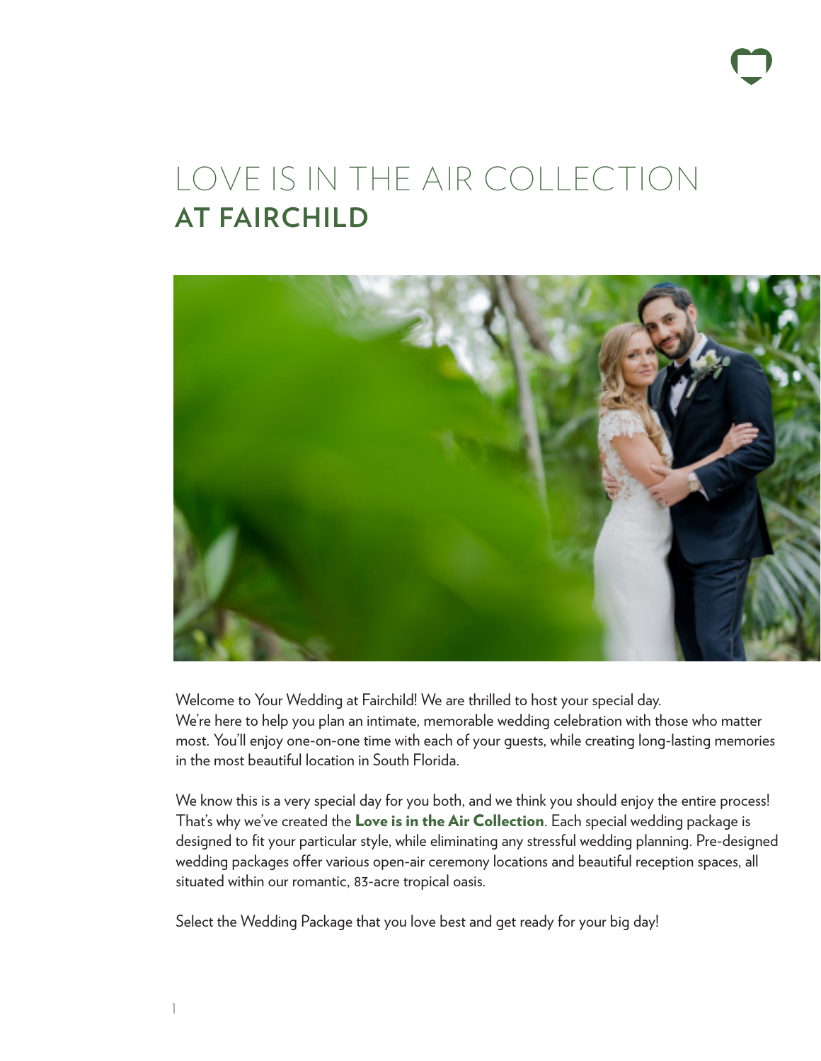# LOVE IS IN THE AIR COLLECTION **AT FAIRCHILD**

Welcome to Your Wedding at Fairchild! We are thrilled to host your special day. We're here to help you plan an intimate, memorable wedding celebration with those who matter most. You'll enjoy one-on-one time with each of your guests, while creating long-lasting memories in the most beautiful location in South Florida.

We know this is a very special day for you both, and we think you should enjoy the entire process! That's why we've created the **Love is in the Air Collection**. Each special wedding package is designed to fit your particular style, while eliminating any stressful wedding planning. Pre-designed wedding packages offer various open-air ceremony locations and beautiful reception spaces, all situated within our romantic, 83-acre tropical oasis.

Select the Wedding Package that you love best and get ready for your big day!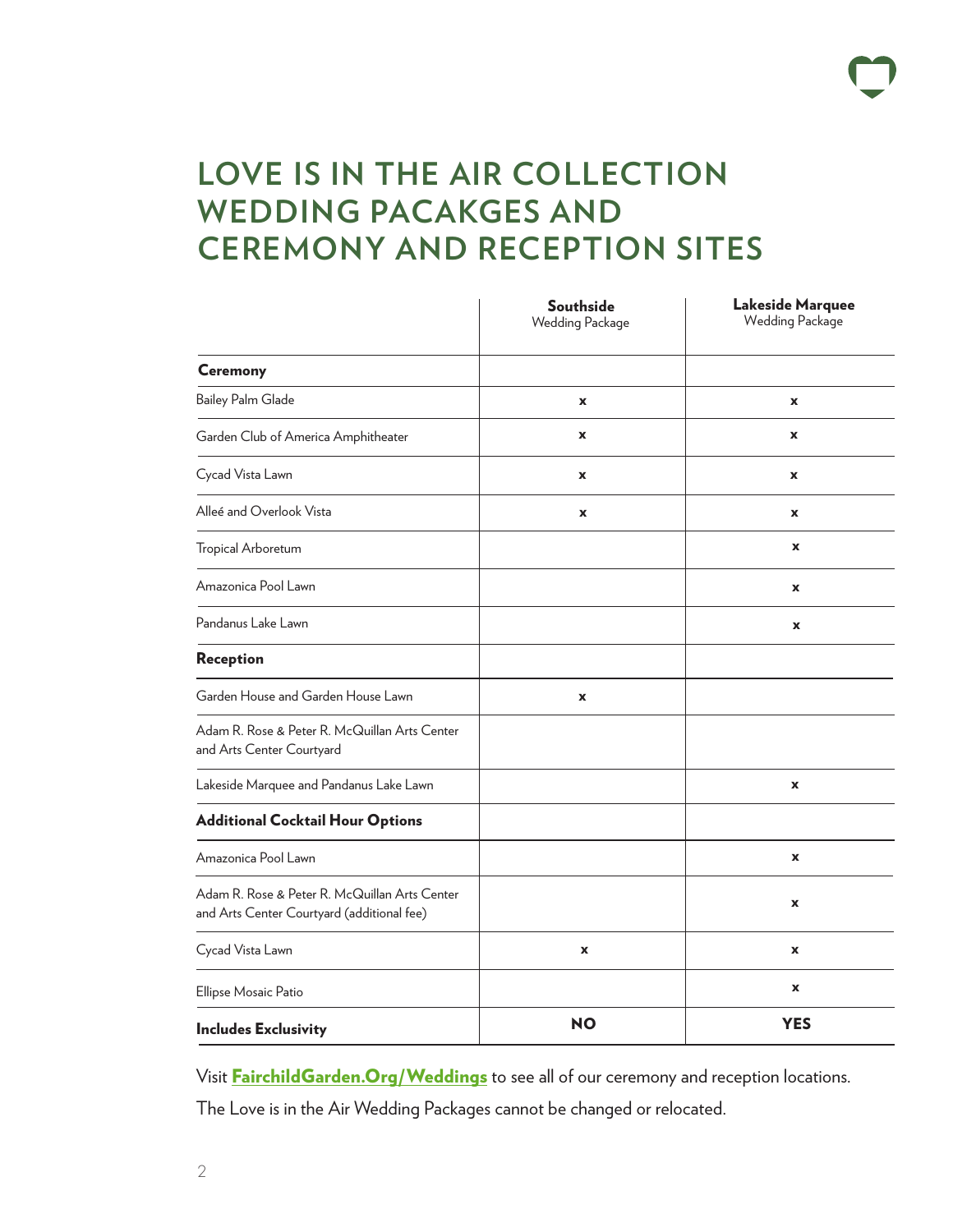# LOVE IS IN THE AIR COLLECTION WEDDING PACAKGES AND CEREMONY AND RECEPTION SITES

| | **Southside** Wedding Package | **Lakeside Marquee** Wedding Package |
|---|---|---|
| **Ceremony** | | |
| Bailey Palm Glade | x | x |
| Garden Club of America Amphitheater | x | x |
| Cycad Vista Lawn | x | x |
| Alleé and Overlook Vista | x | x |
| Tropical Arboretum | | x |
| Amazonica Pool Lawn | | x |
| Pandanus Lake Lawn | | x |
| **Reception** | | |
| Garden House and Garden House Lawn | x | |
| Adam R. Rose & Peter R. McQuillan Arts Center and Arts Center Courtyard | | |
| Lakeside Marquee and Pandanus Lake Lawn | | x |
| **Additional Cocktail Hour Options** | | |
| Amazonica Pool Lawn | | x |
| Adam R. Rose & Peter R. McQuillan Arts Center and Arts Center Courtyard (additional fee) | | x |
| Cycad Vista Lawn | x | x |
| Ellipse Mosaic Patio | | x |
| **Includes Exclusivity** | **NO** | **YES** |

Visit **FairchildGarden.Org/Weddings** to see all of our ceremony and reception locations.

The Love is in the Air Wedding Packages cannot be changed or relocated.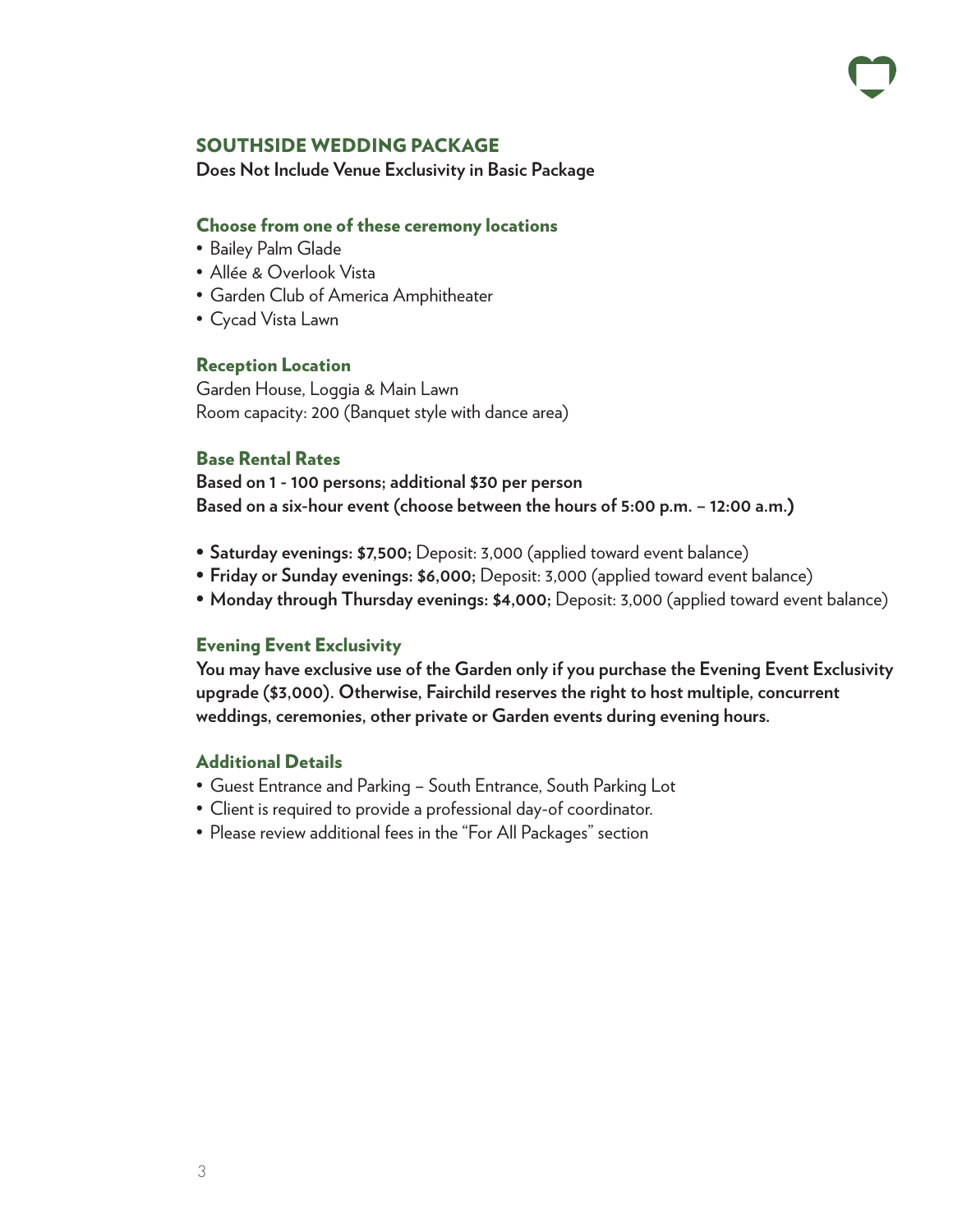## SOUTHSIDE WEDDING PACKAGE

**Does Not Include Venue Exclusivity in Basic Package**

### Choose from one of these ceremony locations

- Bailey Palm Glade
- Allée & Overlook Vista
- Garden Club of America Amphitheater
- Cycad Vista Lawn

### Reception Location

Garden House, Loggia & Main Lawn
Room capacity: 200 (Banquet style with dance area)

### Base Rental Rates

**Based on 1 - 100 persons; additional $30 per person**
**Based on a six-hour event (choose between the hours of 5:00 p.m. – 12:00 a.m.)**

- **Saturday evenings: $7,500;** Deposit: 3,000 (applied toward event balance)
- **Friday or Sunday evenings: $6,000;** Deposit: 3,000 (applied toward event balance)
- **Monday through Thursday evenings: $4,000;** Deposit: 3,000 (applied toward event balance)

### Evening Event Exclusivity

**You may have exclusive use of the Garden only if you purchase the Evening Event Exclusivity upgrade ($3,000). Otherwise, Fairchild reserves the right to host multiple, concurrent weddings, ceremonies, other private or Garden events during evening hours.**

### Additional Details

- Guest Entrance and Parking – South Entrance, South Parking Lot
- Client is required to provide a professional day-of coordinator.
- Please review additional fees in the "For All Packages" section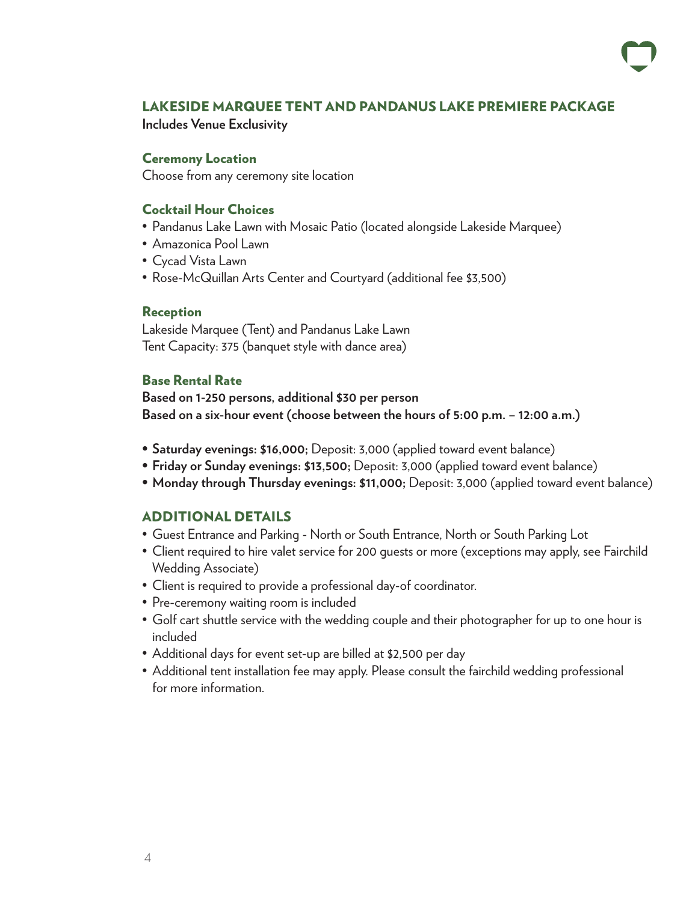## LAKESIDE MARQUEE TENT AND PANDANUS LAKE PREMIERE PACKAGE

**Includes Venue Exclusivity**

### Ceremony Location

Choose from any ceremony site location

### Cocktail Hour Choices

- Pandanus Lake Lawn with Mosaic Patio (located alongside Lakeside Marquee)
- Amazonica Pool Lawn
- Cycad Vista Lawn
- Rose-McQuillan Arts Center and Courtyard (additional fee $3,500)

### Reception

Lakeside Marquee (Tent) and Pandanus Lake Lawn
Tent Capacity: 375 (banquet style with dance area)

### Base Rental Rate

**Based on 1-250 persons, additional $30 per person**
**Based on a six-hour event (choose between the hours of 5:00 p.m. – 12:00 a.m.)**

- **Saturday evenings: $16,000;** Deposit: 3,000 (applied toward event balance)
- **Friday or Sunday evenings: $13,500;** Deposit: 3,000 (applied toward event balance)
- **Monday through Thursday evenings: $11,000;** Deposit: 3,000 (applied toward event balance)

## ADDITIONAL DETAILS

- Guest Entrance and Parking - North or South Entrance, North or South Parking Lot
- Client required to hire valet service for 200 guests or more (exceptions may apply, see Fairchild Wedding Associate)
- Client is required to provide a professional day-of coordinator.
- Pre-ceremony waiting room is included
- Golf cart shuttle service with the wedding couple and their photographer for up to one hour is included
- Additional days for event set-up are billed at $2,500 per day
- Additional tent installation fee may apply. Please consult the fairchild wedding professional for more information.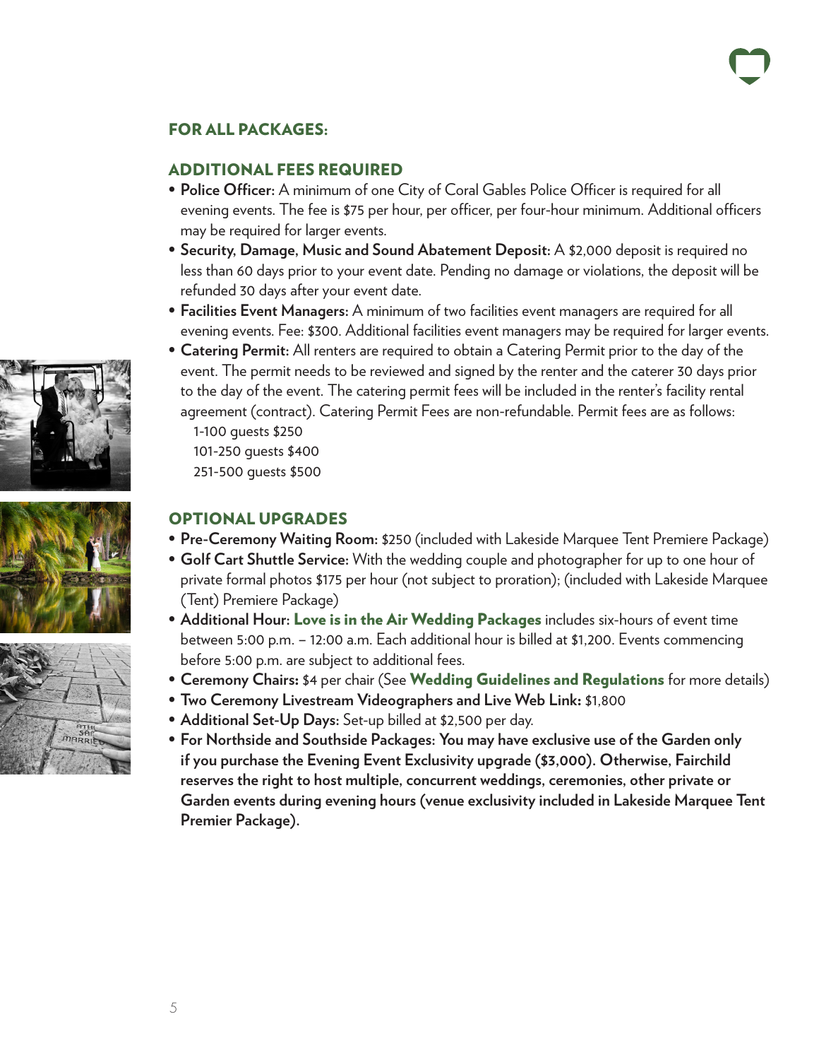## FOR ALL PACKAGES:

### ADDITIONAL FEES REQUIRED

- **Police Officer:** A minimum of one City of Coral Gables Police Officer is required for all evening events. The fee is $75 per hour, per officer, per four-hour minimum. Additional officers may be required for larger events.
- **Security, Damage, Music and Sound Abatement Deposit:** A $2,000 deposit is required no less than 60 days prior to your event date. Pending no damage or violations, the deposit will be refunded 30 days after your event date.
- **Facilities Event Managers:** A minimum of two facilities event managers are required for all evening events. Fee: $300. Additional facilities event managers may be required for larger events.
- **Catering Permit:** All renters are required to obtain a Catering Permit prior to the day of the event. The permit needs to be reviewed and signed by the renter and the caterer 30 days prior to the day of the event. The catering permit fees will be included in the renter's facility rental agreement (contract). Catering Permit Fees are non-refundable. Permit fees are as follows:
  - 1-100 guests $250
  - 101-250 guests $400
  - 251-500 guests $500

### OPTIONAL UPGRADES

- **Pre-Ceremony Waiting Room:** $250 (included with Lakeside Marquee Tent Premiere Package)
- **Golf Cart Shuttle Service:** With the wedding couple and photographer for up to one hour of private formal photos $175 per hour (not subject to proration); (included with Lakeside Marquee (Tent) Premiere Package)
- **Additional Hour:** **Love is in the Air Wedding Packages** includes six-hours of event time between 5:00 p.m. – 12:00 a.m. Each additional hour is billed at $1,200. Events commencing before 5:00 p.m. are subject to additional fees.
- **Ceremony Chairs:** $4 per chair (See **Wedding Guidelines and Regulations** for more details)
- **Two Ceremony Livestream Videographers and Live Web Link:** $1,800
- **Additional Set-Up Days:** Set-up billed at $2,500 per day.
- **For Northside and Southside Packages: You may have exclusive use of the Garden only if you purchase the Evening Event Exclusivity upgrade ($3,000). Otherwise, Fairchild reserves the right to host multiple, concurrent weddings, ceremonies, other private or Garden events during evening hours (venue exclusivity included in Lakeside Marquee Tent Premier Package).**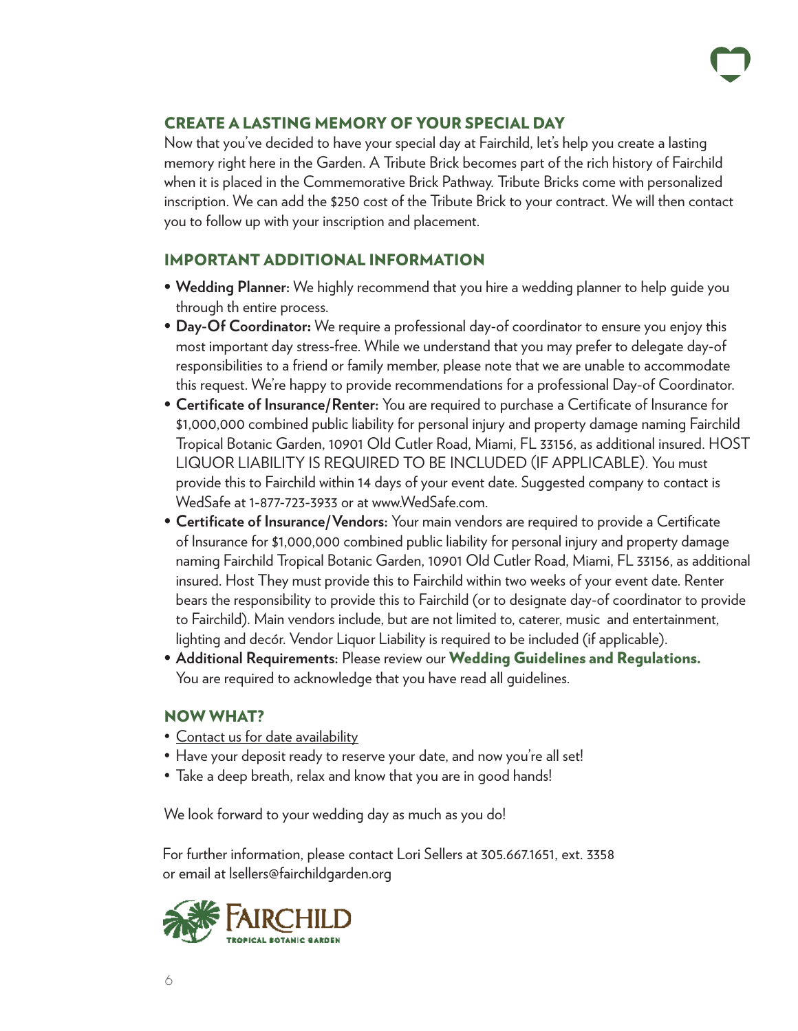## CREATE A LASTING MEMORY OF YOUR SPECIAL DAY

Now that you've decided to have your special day at Fairchild, let's help you create a lasting memory right here in the Garden. A Tribute Brick becomes part of the rich history of Fairchild when it is placed in the Commemorative Brick Pathway. Tribute Bricks come with personalized inscription. We can add the $250 cost of the Tribute Brick to your contract. We will then contact you to follow up with your inscription and placement.

## IMPORTANT ADDITIONAL INFORMATION

- **Wedding Planner:** We highly recommend that you hire a wedding planner to help guide you through th entire process.
- **Day-Of Coordinator:** We require a professional day-of coordinator to ensure you enjoy this most important day stress-free. While we understand that you may prefer to delegate day-of responsibilities to a friend or family member, please note that we are unable to accommodate this request. We're happy to provide recommendations for a professional Day-of Coordinator.
- **Certificate of Insurance/Renter:** You are required to purchase a Certificate of Insurance for $1,000,000 combined public liability for personal injury and property damage naming Fairchild Tropical Botanic Garden, 10901 Old Cutler Road, Miami, FL 33156, as additional insured. HOST LIQUOR LIABILITY IS REQUIRED TO BE INCLUDED (IF APPLICABLE). You must provide this to Fairchild within 14 days of your event date. Suggested company to contact is WedSafe at 1-877-723-3933 or at www.WedSafe.com.
- **Certificate of Insurance/Vendors:** Your main vendors are required to provide a Certificate of Insurance for $1,000,000 combined public liability for personal injury and property damage naming Fairchild Tropical Botanic Garden, 10901 Old Cutler Road, Miami, FL 33156, as additional insured. Host They must provide this to Fairchild within two weeks of your event date. Renter bears the responsibility to provide this to Fairchild (or to designate day-of coordinator to provide to Fairchild). Main vendors include, but are not limited to, caterer, music and entertainment, lighting and decór. Vendor Liquor Liability is required to be included (if applicable).
- **Additional Requirements:** Please review our **Wedding Guidelines and Regulations.** You are required to acknowledge that you have read all guidelines.

## NOW WHAT?

- Contact us for date availability
- Have your deposit ready to reserve your date, and now you're all set!
- Take a deep breath, relax and know that you are in good hands!

We look forward to your wedding day as much as you do!

For further information, please contact Lori Sellers at 305.667.1651, ext. 3358 or email at lsellers@fairchildgarden.org

FAIRCHILD
TROPICAL BOTANIC GARDEN